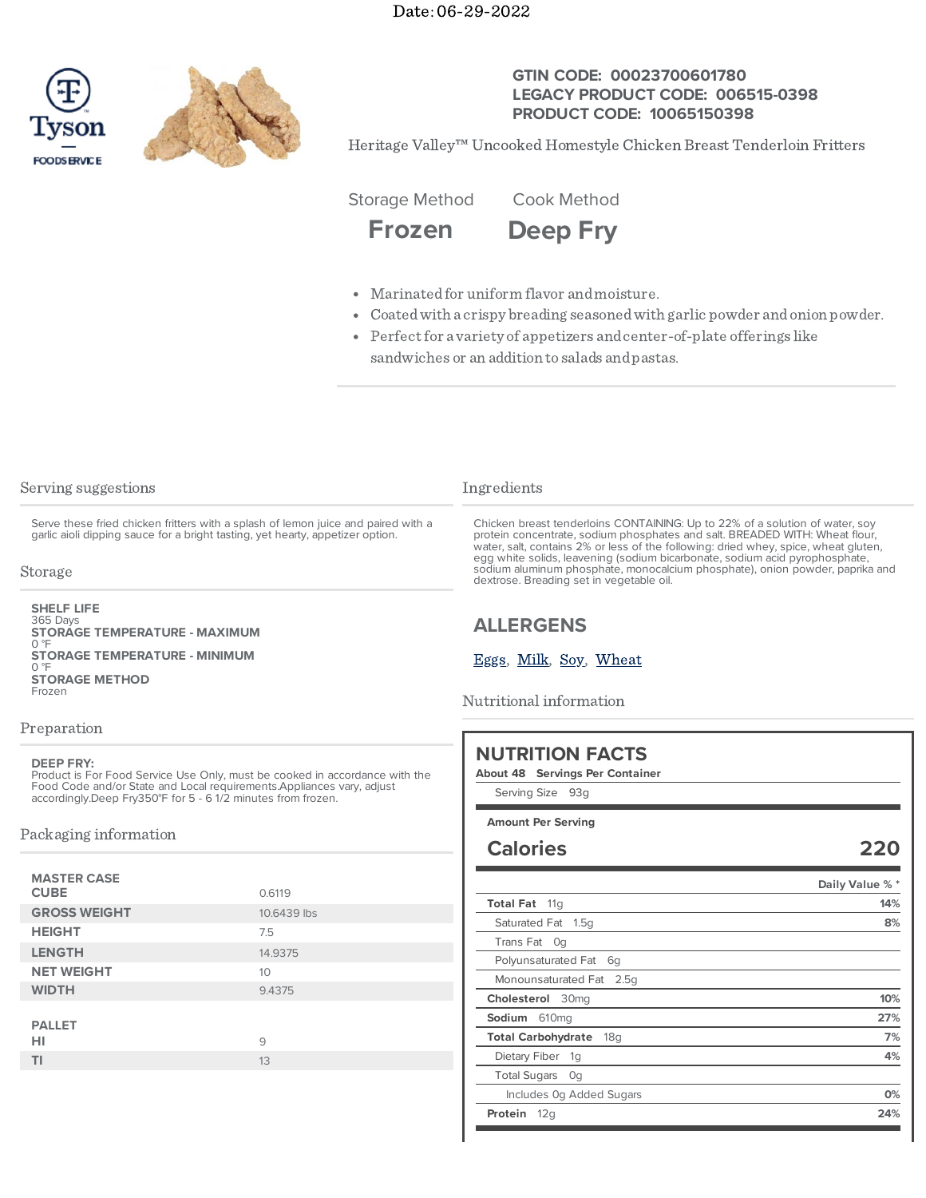Date: 06-29-2022

Tyson FOODSERVICE

**GTIN CODE: 00023700601780**
**LEGACY PRODUCT CODE: 006515-0398**
**PRODUCT CODE: 10065150398**

Heritage Valley™ Uncooked Homestyle Chicken Breast Tenderloin Fritters

| Storage Method | Cook Method |
|---|---|
| **Frozen** | **Deep Fry** |

- Marinated for uniform flavor and moisture.
- Coated with a crispy breading seasoned with garlic powder and onion powder.
- Perfect for a variety of appetizers and center-of-plate offerings like sandwiches or an addition to salads and pastas.

## Serving suggestions

Serve these fried chicken fritters with a splash of lemon juice and paired with a garlic aioli dipping sauce for a bright tasting, yet hearty, appetizer option.

## Storage

**SHELF LIFE**
365 Days
**STORAGE TEMPERATURE - MAXIMUM**
0 °F
**STORAGE TEMPERATURE - MINIMUM**
0 °F
**STORAGE METHOD**
Frozen

## Preparation

**DEEP FRY:**
Product is For Food Service Use Only, must be cooked in accordance with the Food Code and/or State and Local requirements.Appliances vary, adjust accordingly.Deep Fry350°F for 5 - 6 1/2 minutes from frozen.

## Packaging information

| MASTER CASE | |
|---|---|
| CUBE | 0.6119 |
| GROSS WEIGHT | 10.6439 lbs |
| HEIGHT | 7.5 |
| LENGTH | 14.9375 |
| NET WEIGHT | 10 |
| WIDTH | 9.4375 |

| PALLET | |
|---|---|
| HI | 9 |
| TI | 13 |

## Ingredients

Chicken breast tenderloins CONTAINING: Up to 22% of a solution of water, soy protein concentrate, sodium phosphates and salt. BREADED WITH: Wheat flour, water, salt, contains 2% or less of the following: dried whey, spice, wheat gluten, egg white solids, leavening (sodium bicarbonate, sodium acid pyrophosphate, sodium aluminum phosphate, monocalcium phosphate), onion powder, paprika and dextrose. Breading set in vegetable oil.

## ALLERGENS

Eggs, Milk, Soy, Wheat

## Nutritional information

### NUTRITION FACTS

About 48 Servings Per Container
Serving Size 93g

Amount Per Serving

**Calories 220**

| | Daily Value % * |
|---|---|
| **Total Fat** 11g | 14% |
| Saturated Fat 1.5g | 8% |
| Trans Fat 0g | |
| Polyunsaturated Fat 6g | |
| Monounsaturated Fat 2.5g | |
| **Cholesterol** 30mg | 10% |
| **Sodium** 610mg | 27% |
| **Total Carbohydrate** 18g | 7% |
| Dietary Fiber 1g | 4% |
| Total Sugars 0g | |
| Includes 0g Added Sugars | 0% |
| **Protein** 12g | 24% |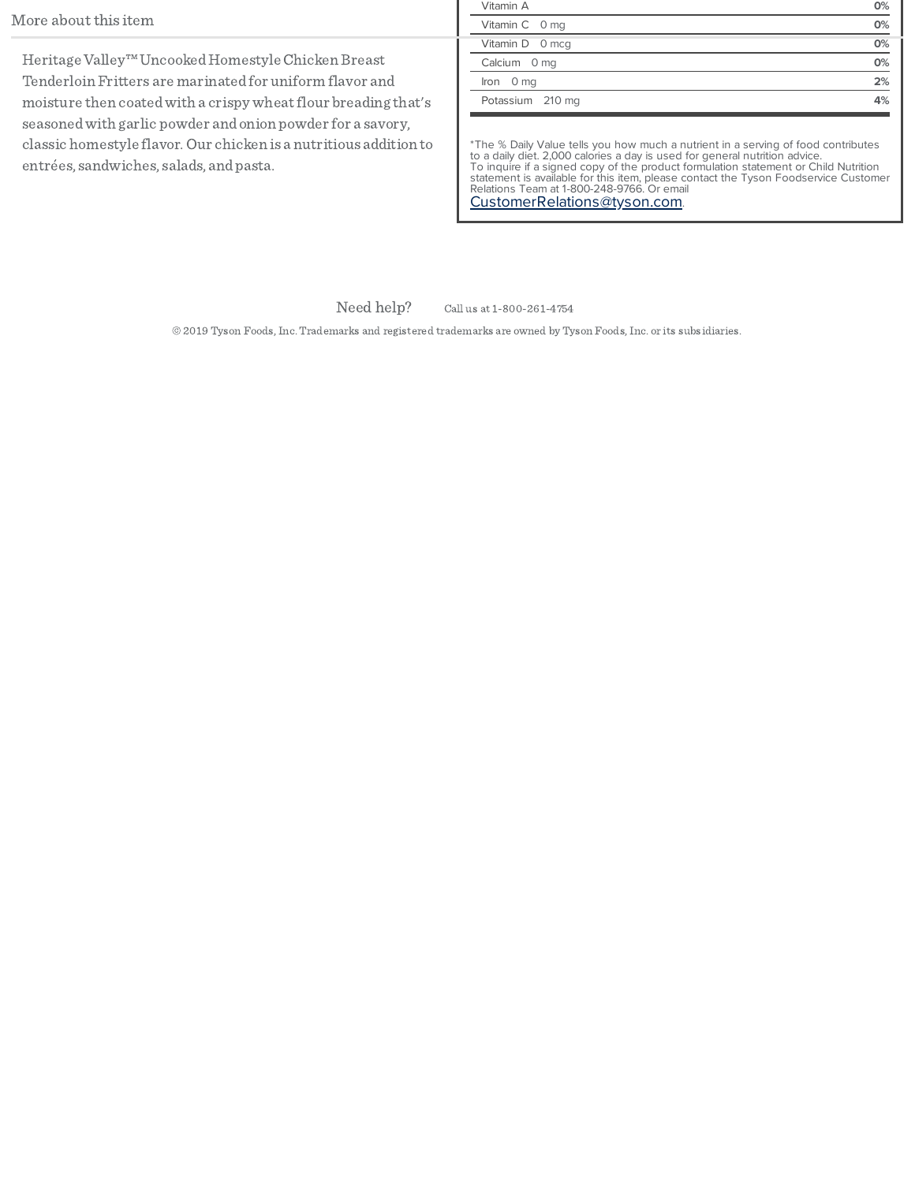## More about this item

Heritage Valley™ Uncooked Homestyle Chicken Breast Tenderloin Fritters are marinated for uniform flavor and moisture then coated with a crispy wheat flour breading that's seasoned with garlic powder and onion powder for a savory, classic homestyle flavor. Our chicken is a nutritious addition to entrées, sandwiches, salads, and pasta.

| | |
|---|---|
| Vitamin A | 0% |
| Vitamin C 0 mg | 0% |
| Vitamin D 0 mcg | 0% |
| Calcium 0 mg | 0% |
| Iron 0 mg | 2% |
| Potassium 210 mg | 4% |

*The % Daily Value tells you how much a nutrient in a serving of food contributes to a daily diet. 2,000 calories a day is used for general nutrition advice.
To inquire if a signed copy of the product formulation statement or Child Nutrition statement is available for this item, please contact the Tyson Foodservice Customer Relations Team at 1-800-248-9766. Or email CustomerRelations@tyson.com.

Need help? Call us at 1-800-261-4754

© 2019 Tyson Foods, Inc. Trademarks and registered trademarks are owned by Tyson Foods, Inc. or its subsidiaries.